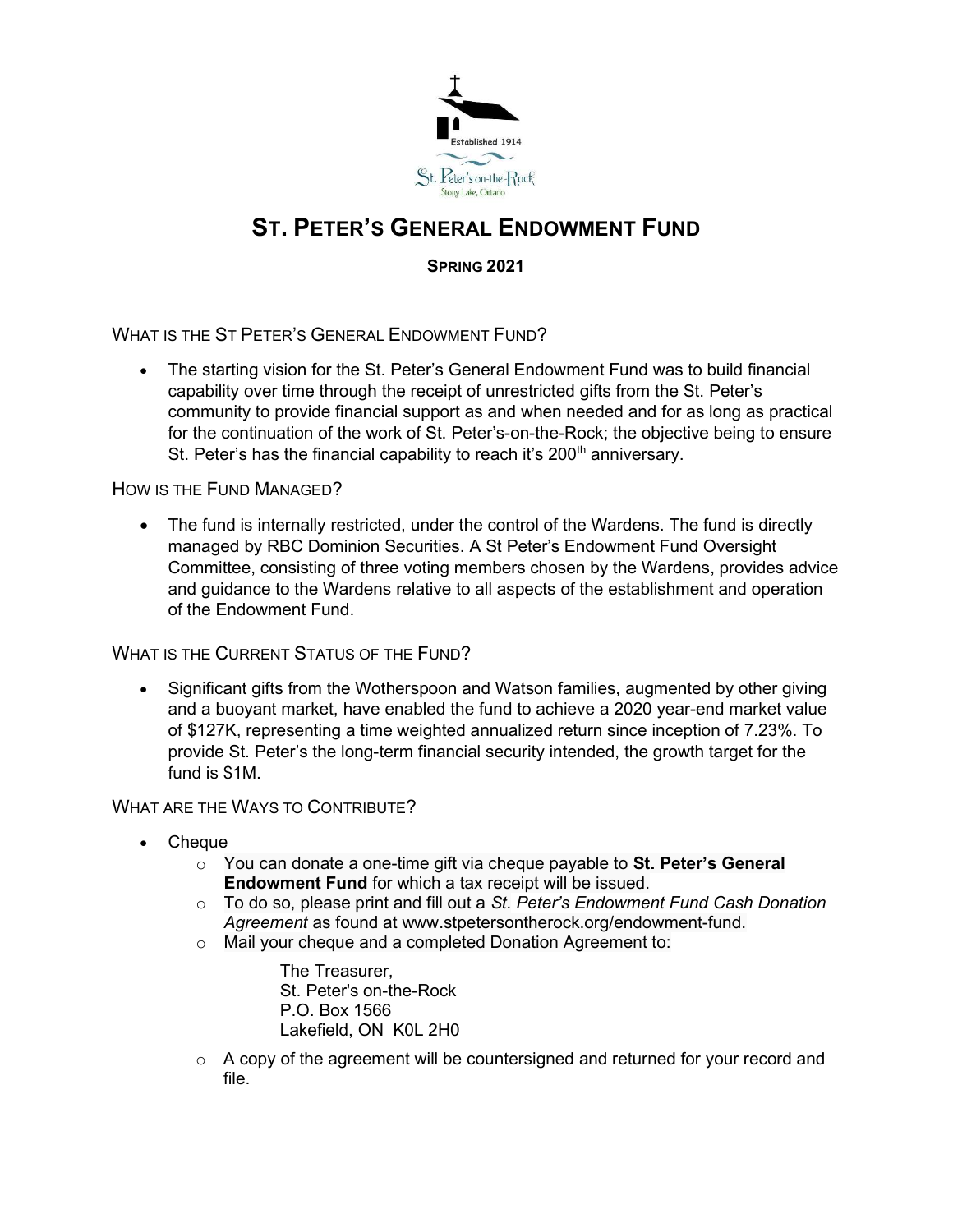# ST. PETER'S GENERAL ENDOWMENT FUND

**SPRING 2021**

## WHAT IS THE ST PETER'S GENERAL ENDOWMENT FUND?

- The starting vision for the St. Peter's General Endowment Fund was to build financial capability over time through the receipt of unrestricted gifts from the St. Peter's community to provide financial support as and when needed and for as long as practical for the continuation of the work of St. Peter's-on-the-Rock; the objective being to ensure St. Peter's has the financial capability to reach it's 200th anniversary.

## HOW IS THE FUND MANAGED?

- The fund is internally restricted, under the control of the Wardens. The fund is directly managed by RBC Dominion Securities. A St Peter's Endowment Fund Oversight Committee, consisting of three voting members chosen by the Wardens, provides advice and guidance to the Wardens relative to all aspects of the establishment and operation of the Endowment Fund.

## WHAT IS THE CURRENT STATUS OF THE FUND?

- Significant gifts from the Wotherspoon and Watson families, augmented by other giving and a buoyant market, have enabled the fund to achieve a 2020 year-end market value of $127K, representing a time weighted annualized return since inception of 7.23%. To provide St. Peter's the long-term financial security intended, the growth target for the fund is $1M.

## WHAT ARE THE WAYS TO CONTRIBUTE?

- Cheque
  - You can donate a one-time gift via cheque payable to **St. Peter's General Endowment Fund** for which a tax receipt will be issued.
  - To do so, please print and fill out a *St. Peter's Endowment Fund Cash Donation Agreement* as found at www.stpetersontherock.org/endowment-fund.
  - Mail your cheque and a completed Donation Agreement to:

    The Treasurer,
    St. Peter's on-the-Rock
    P.O. Box 1566
    Lakefield, ON K0L 2H0

  - A copy of the agreement will be countersigned and returned for your record and file.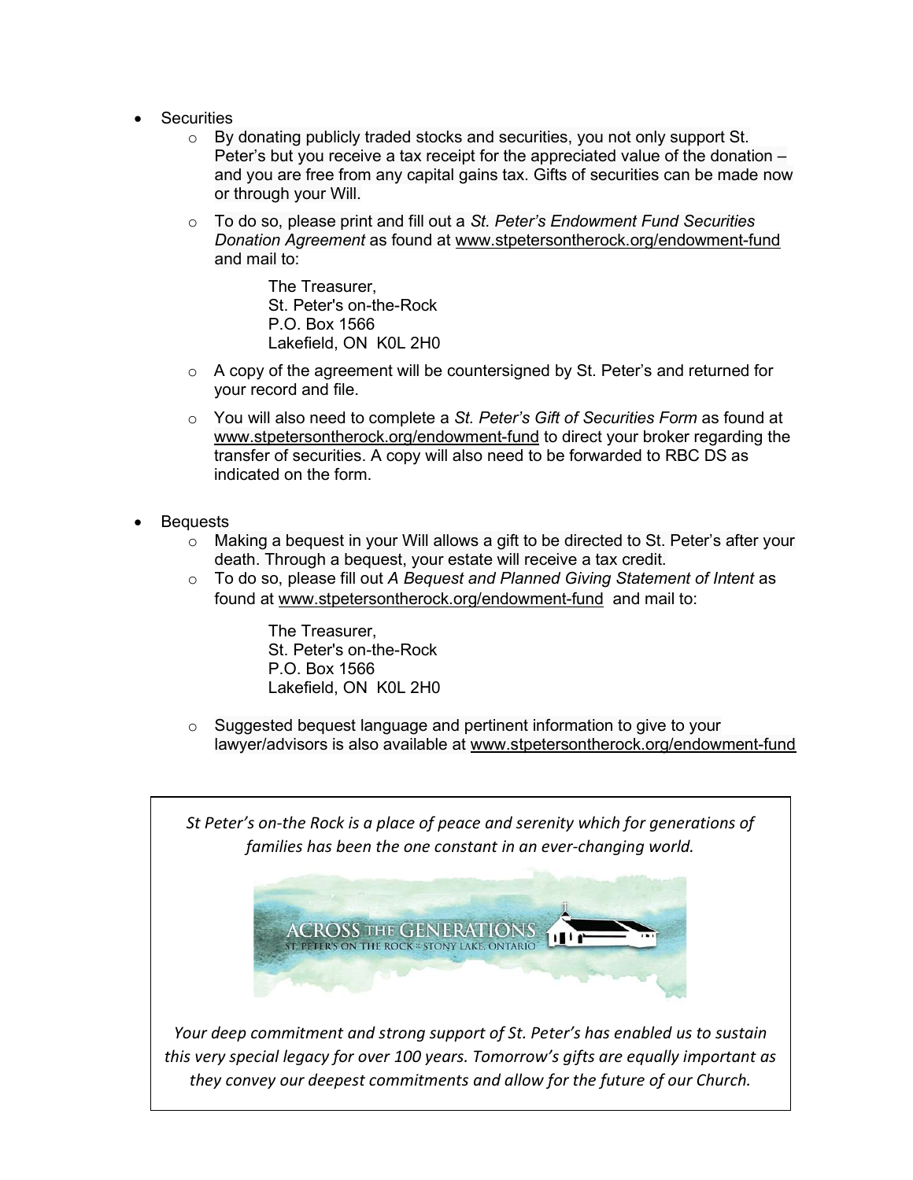- Securities
  - By donating publicly traded stocks and securities, you not only support St. Peter's but you receive a tax receipt for the appreciated value of the donation – and you are free from any capital gains tax. Gifts of securities can be made now or through your Will.
  - To do so, please print and fill out a *St. Peter's Endowment Fund Securities Donation Agreement* as found at www.stpetersontherock.org/endowment-fund and mail to:

    The Treasurer,
    St. Peter's on-the-Rock
    P.O. Box 1566
    Lakefield, ON K0L 2H0

  - A copy of the agreement will be countersigned by St. Peter's and returned for your record and file.
  - You will also need to complete a *St. Peter's Gift of Securities Form* as found at www.stpetersontherock.org/endowment-fund to direct your broker regarding the transfer of securities. A copy will also need to be forwarded to RBC DS as indicated on the form.

- Bequests
  - Making a bequest in your Will allows a gift to be directed to St. Peter's after your death. Through a bequest, your estate will receive a tax credit.
  - To do so, please fill out *A Bequest and Planned Giving Statement of Intent* as found at www.stpetersontherock.org/endowment-fund and mail to:

    The Treasurer,
    St. Peter's on-the-Rock
    P.O. Box 1566
    Lakefield, ON K0L 2H0

  - Suggested bequest language and pertinent information to give to your lawyer/advisors is also available at www.stpetersontherock.org/endowment-fund

*St Peter's on-the Rock is a place of peace and serenity which for generations of families has been the one constant in an ever-changing world.*

ACROSS THE GENERATIONS
ST. PETER'S ON THE ROCK • STONY LAKE, ONTARIO

*Your deep commitment and strong support of St. Peter's has enabled us to sustain this very special legacy for over 100 years. Tomorrow's gifts are equally important as they convey our deepest commitments and allow for the future of our Church.*